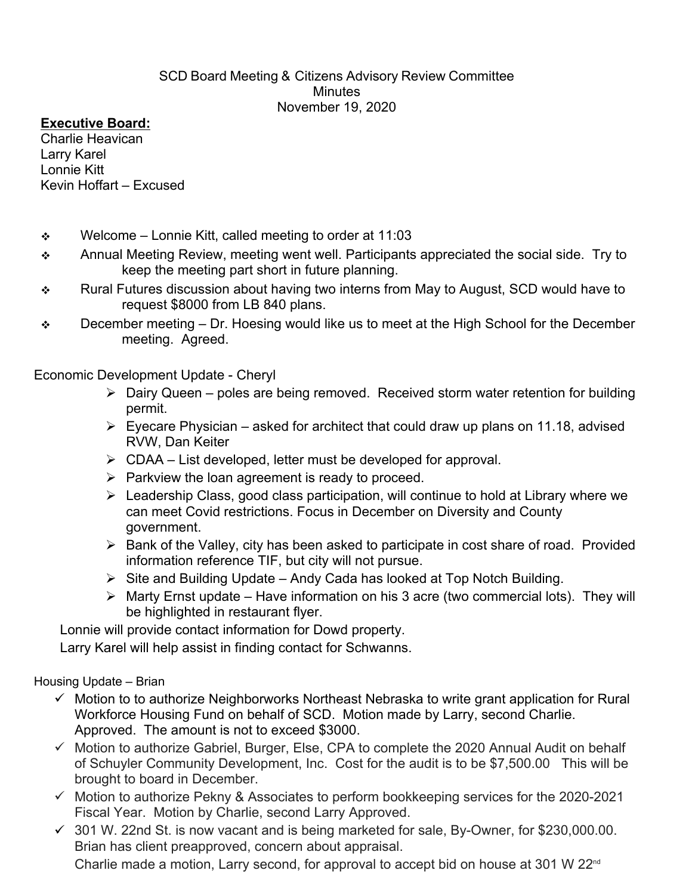SCD Board Meeting & Citizens Advisory Review Committee
Minutes
November 19, 2020

**Executive Board:**
Charlie Heavican
Larry Karel
Lonnie Kitt
Kevin Hoffart – Excused

- Welcome – Lonnie Kitt, called meeting to order at 11:03
- Annual Meeting Review, meeting went well. Participants appreciated the social side. Try to keep the meeting part short in future planning.
- Rural Futures discussion about having two interns from May to August, SCD would have to request $8000 from LB 840 plans.
- December meeting – Dr. Hoesing would like us to meet at the High School for the December meeting. Agreed.

Economic Development Update - Cheryl

- Dairy Queen – poles are being removed. Received storm water retention for building permit.
- Eyecare Physician – asked for architect that could draw up plans on 11.18, advised RVW, Dan Keiter
- CDAA – List developed, letter must be developed for approval.
- Parkview the loan agreement is ready to proceed.
- Leadership Class, good class participation, will continue to hold at Library where we can meet Covid restrictions. Focus in December on Diversity and County government.
- Bank of the Valley, city has been asked to participate in cost share of road. Provided information reference TIF, but city will not pursue.
- Site and Building Update – Andy Cada has looked at Top Notch Building.
- Marty Ernst update – Have information on his 3 acre (two commercial lots). They will be highlighted in restaurant flyer.

Lonnie will provide contact information for Dowd property.
Larry Karel will help assist in finding contact for Schwanns.

Housing Update – Brian

- Motion to to authorize Neighborworks Northeast Nebraska to write grant application for Rural Workforce Housing Fund on behalf of SCD. Motion made by Larry, second Charlie. Approved. The amount is not to exceed $3000.
- Motion to authorize Gabriel, Burger, Else, CPA to complete the 2020 Annual Audit on behalf of Schuyler Community Development, Inc. Cost for the audit is to be $7,500.00 This will be brought to board in December.
- Motion to authorize Pekny & Associates to perform bookkeeping services for the 2020-2021 Fiscal Year. Motion by Charlie, second Larry Approved.
- 301 W. 22nd St. is now vacant and is being marketed for sale, By-Owner, for $230,000.00. Brian has client preapproved, concern about appraisal.
  Charlie made a motion, Larry second, for approval to accept bid on house at 301 W 22nd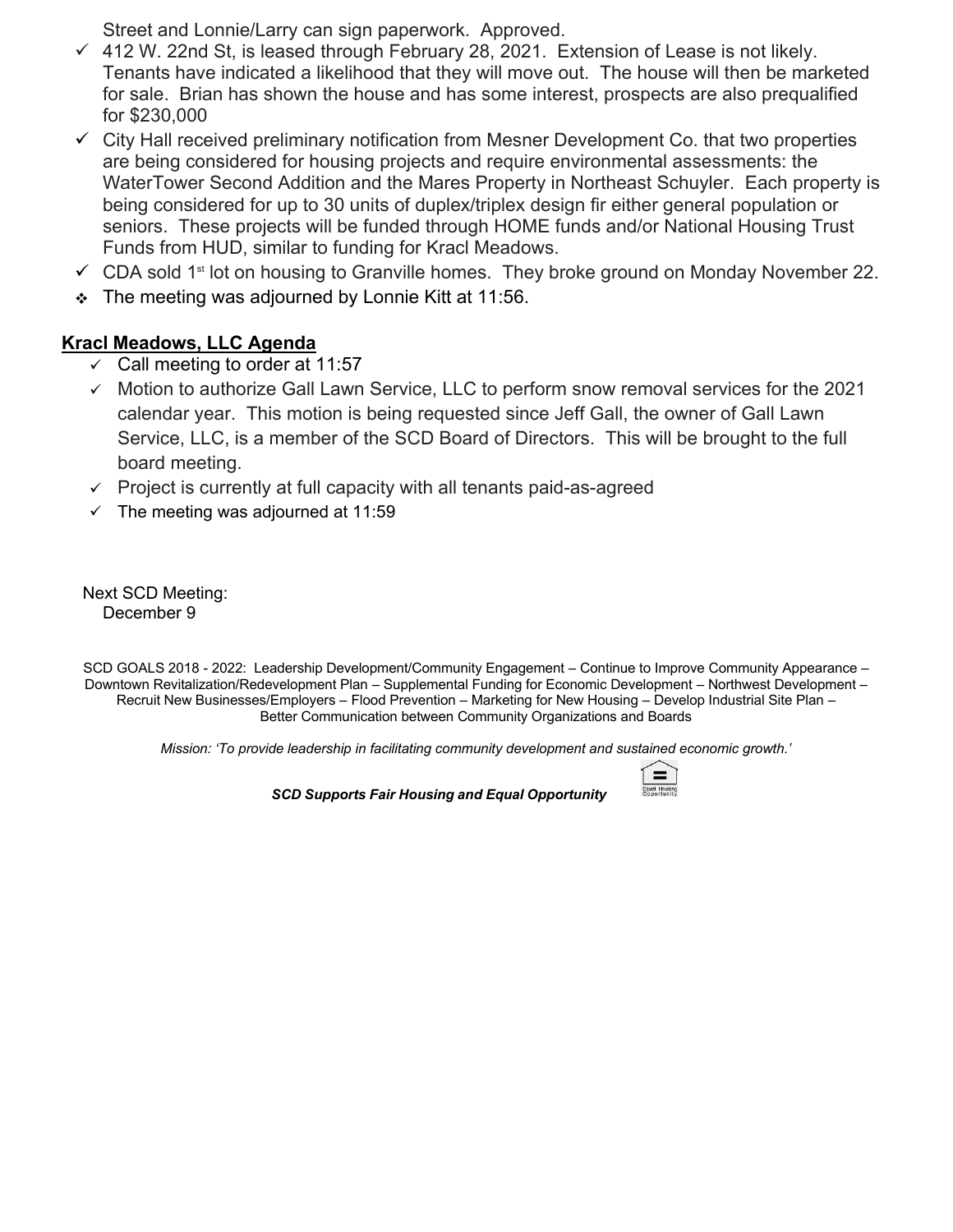Street and Lonnie/Larry can sign paperwork. Approved.

- ✓ 412 W. 22nd St, is leased through February 28, 2021. Extension of Lease is not likely. Tenants have indicated a likelihood that they will move out. The house will then be marketed for sale. Brian has shown the house and has some interest, prospects are also prequalified for $230,000
- ✓ City Hall received preliminary notification from Mesner Development Co. that two properties are being considered for housing projects and require environmental assessments: the WaterTower Second Addition and the Mares Property in Northeast Schuyler. Each property is being considered for up to 30 units of duplex/triplex design fir either general population or seniors. These projects will be funded through HOME funds and/or National Housing Trust Funds from HUD, similar to funding for Kracl Meadows.
- ✓ CDA sold 1st lot on housing to Granville homes. They broke ground on Monday November 22.
- ❖ The meeting was adjourned by Lonnie Kitt at 11:56.

**Kracl Meadows, LLC Agenda**

- ✓ Call meeting to order at 11:57
- ✓ Motion to authorize Gall Lawn Service, LLC to perform snow removal services for the 2021 calendar year. This motion is being requested since Jeff Gall, the owner of Gall Lawn Service, LLC, is a member of the SCD Board of Directors. This will be brought to the full board meeting.
- ✓ Project is currently at full capacity with all tenants paid-as-agreed
- ✓ The meeting was adjourned at 11:59

Next SCD Meeting:
December 9

SCD GOALS 2018 - 2022: Leadership Development/Community Engagement – Continue to Improve Community Appearance – Downtown Revitalization/Redevelopment Plan – Supplemental Funding for Economic Development – Northwest Development – Recruit New Businesses/Employers – Flood Prevention – Marketing for New Housing – Develop Industrial Site Plan – Better Communication between Community Organizations and Boards

*Mission: 'To provide leadership in facilitating community development and sustained economic growth.'*

***SCD Supports Fair Housing and Equal Opportunity***